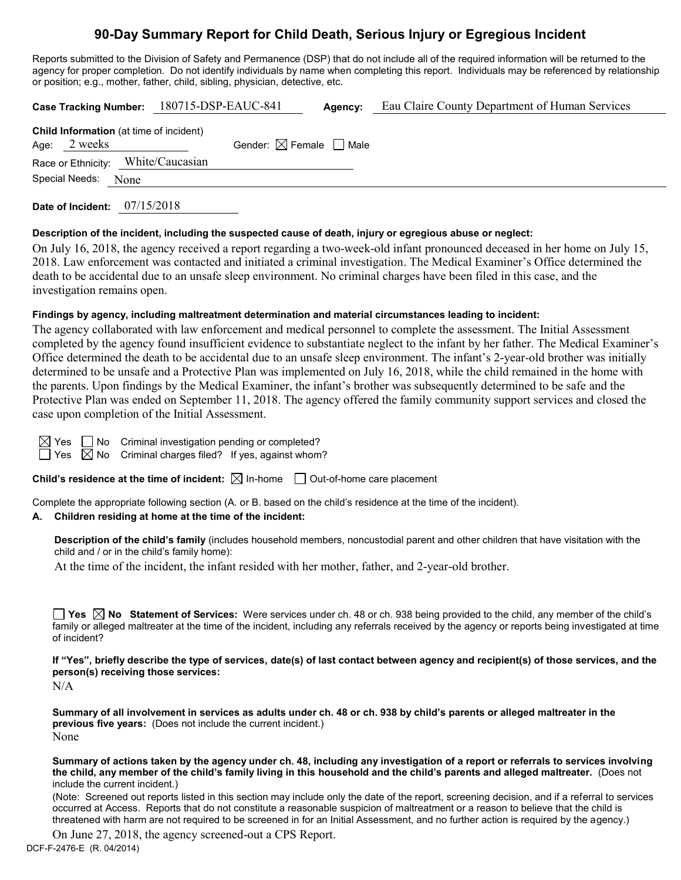# 90-Day Summary Report for Child Death, Serious Injury or Egregious Incident

Reports submitted to the Division of Safety and Permanence (DSP) that do not include all of the required information will be returned to the agency for proper completion. Do not identify individuals by name when completing this report. Individuals may be referenced by relationship or position; e.g., mother, father, child, sibling, physician, detective, etc.

**Case Tracking Number:** 180715-DSP-EAUC-841 **Agency:** Eau Claire County Department of Human Services

**Child Information** (at time of incident)

Age: 2 weeks Gender: ☒ Female ☐ Male

Race or Ethnicity: White/Caucasian

Special Needs: None

**Date of Incident:** 07/15/2018

**Description of the incident, including the suspected cause of death, injury or egregious abuse or neglect:**

On July 16, 2018, the agency received a report regarding a two-week-old infant pronounced deceased in her home on July 15, 2018. Law enforcement was contacted and initiated a criminal investigation. The Medical Examiner's Office determined the death to be accidental due to an unsafe sleep environment. No criminal charges have been filed in this case, and the investigation remains open.

**Findings by agency, including maltreatment determination and material circumstances leading to incident:**

The agency collaborated with law enforcement and medical personnel to complete the assessment. The Initial Assessment completed by the agency found insufficient evidence to substantiate neglect to the infant by her father. The Medical Examiner's Office determined the death to be accidental due to an unsafe sleep environment. The infant's 2-year-old brother was initially determined to be unsafe and a Protective Plan was implemented on July 16, 2018, while the child remained in the home with the parents. Upon findings by the Medical Examiner, the infant's brother was subsequently determined to be safe and the Protective Plan was ended on September 11, 2018. The agency offered the family community support services and closed the case upon completion of the Initial Assessment.

☒ Yes ☐ No Criminal investigation pending or completed?

☐ Yes ☒ No Criminal charges filed? If yes, against whom?

**Child's residence at the time of incident:** ☒ In-home ☐ Out-of-home care placement

Complete the appropriate following section (A. or B. based on the child's residence at the time of the incident).

**A. Children residing at home at the time of the incident:**

**Description of the child's family** (includes household members, noncustodial parent and other children that have visitation with the child and / or in the child's family home):

At the time of the incident, the infant resided with her mother, father, and 2-year-old brother.

☐ **Yes** ☒ **No** **Statement of Services:** Were services under ch. 48 or ch. 938 being provided to the child, any member of the child's family or alleged maltreater at the time of the incident, including any referrals received by the agency or reports being investigated at time of incident?

**If "Yes", briefly describe the type of services, date(s) of last contact between agency and recipient(s) of those services, and the person(s) receiving those services:**

N/A

**Summary of all involvement in services as adults under ch. 48 or ch. 938 by child's parents or alleged maltreater in the previous five years:** (Does not include the current incident.)

None

**Summary of actions taken by the agency under ch. 48, including any investigation of a report or referrals to services involving the child, any member of the child's family living in this household and the child's parents and alleged maltreater.** (Does not include the current incident.)

(Note: Screened out reports listed in this section may include only the date of the report, screening decision, and if a referral to services occurred at Access. Reports that do not constitute a reasonable suspicion of maltreatment or a reason to believe that the child is threatened with harm are not required to be screened in for an Initial Assessment, and no further action is required by the agency.)

On June 27, 2018, the agency screened-out a CPS Report.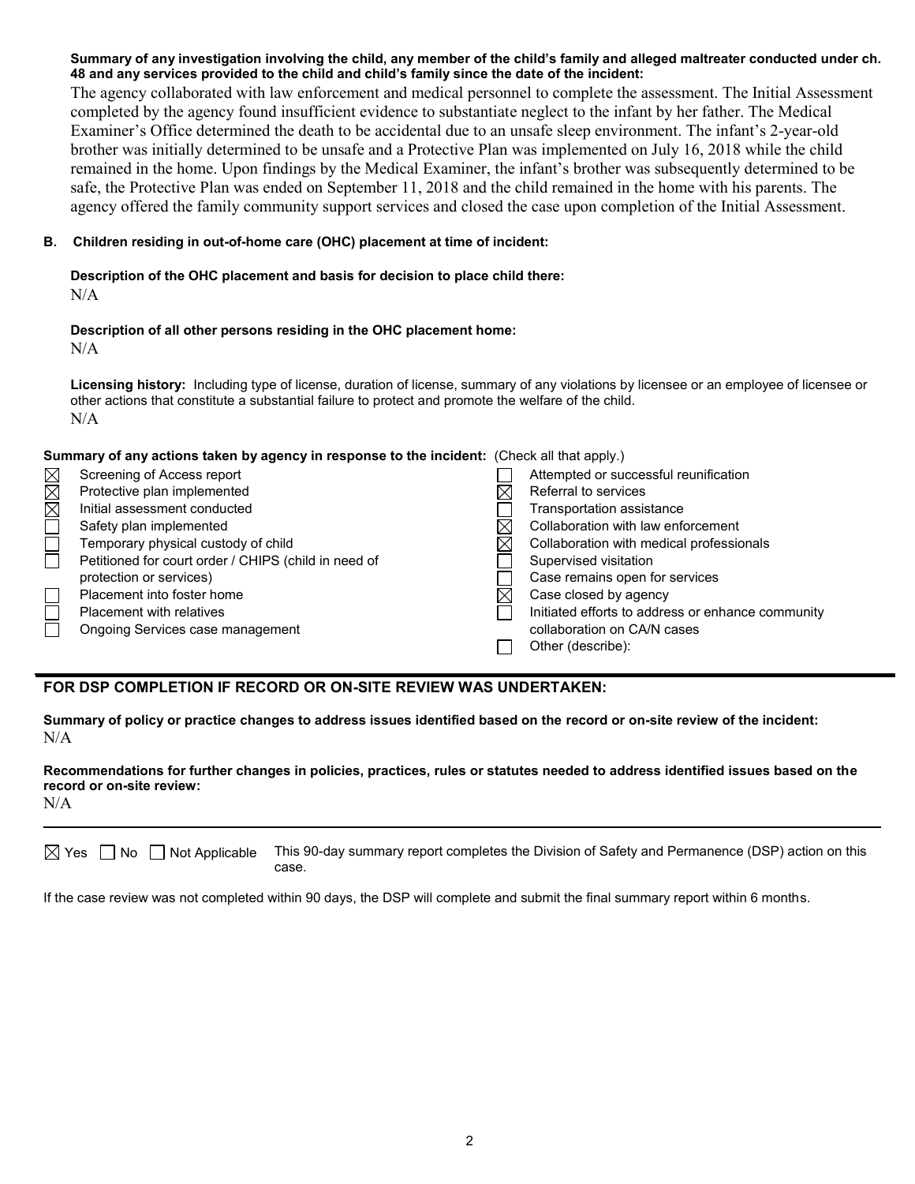**Summary of any investigation involving the child, any member of the child's family and alleged maltreater conducted under ch. 48 and any services provided to the child and child's family since the date of the incident:**

The agency collaborated with law enforcement and medical personnel to complete the assessment. The Initial Assessment completed by the agency found insufficient evidence to substantiate neglect to the infant by her father. The Medical Examiner's Office determined the death to be accidental due to an unsafe sleep environment. The infant's 2-year-old brother was initially determined to be unsafe and a Protective Plan was implemented on July 16, 2018 while the child remained in the home. Upon findings by the Medical Examiner, the infant's brother was subsequently determined to be safe, the Protective Plan was ended on September 11, 2018 and the child remained in the home with his parents. The agency offered the family community support services and closed the case upon completion of the Initial Assessment.

**B. Children residing in out-of-home care (OHC) placement at time of incident:**

**Description of the OHC placement and basis for decision to place child there:**
N/A

**Description of all other persons residing in the OHC placement home:**
N/A

**Licensing history:** Including type of license, duration of license, summary of any violations by licensee or an employee of licensee or other actions that constitute a substantial failure to protect and promote the welfare of the child.
N/A

**Summary of any actions taken by agency in response to the incident:** (Check all that apply.)

- ☒ Screening of Access report
- ☒ Protective plan implemented
- ☒ Initial assessment conducted
- ☐ Safety plan implemented
- ☐ Temporary physical custody of child
- ☐ Petitioned for court order / CHIPS (child in need of protection or services)
- ☐ Placement into foster home
- ☐ Placement with relatives
- ☐ Ongoing Services case management
- ☐ Attempted or successful reunification
- ☒ Referral to services
- ☐ Transportation assistance
- ☒ Collaboration with law enforcement
- ☒ Collaboration with medical professionals
- ☐ Supervised visitation
- ☐ Case remains open for services
- ☒ Case closed by agency
- ☐ Initiated efforts to address or enhance community collaboration on CA/N cases
- ☐ Other (describe):

## FOR DSP COMPLETION IF RECORD OR ON-SITE REVIEW WAS UNDERTAKEN:

**Summary of policy or practice changes to address issues identified based on the record or on-site review of the incident:**
N/A

**Recommendations for further changes in policies, practices, rules or statutes needed to address identified issues based on the record or on-site review:**
N/A

☒ Yes ☐ No ☐ Not Applicable This 90-day summary report completes the Division of Safety and Permanence (DSP) action on this case.

If the case review was not completed within 90 days, the DSP will complete and submit the final summary report within 6 months.